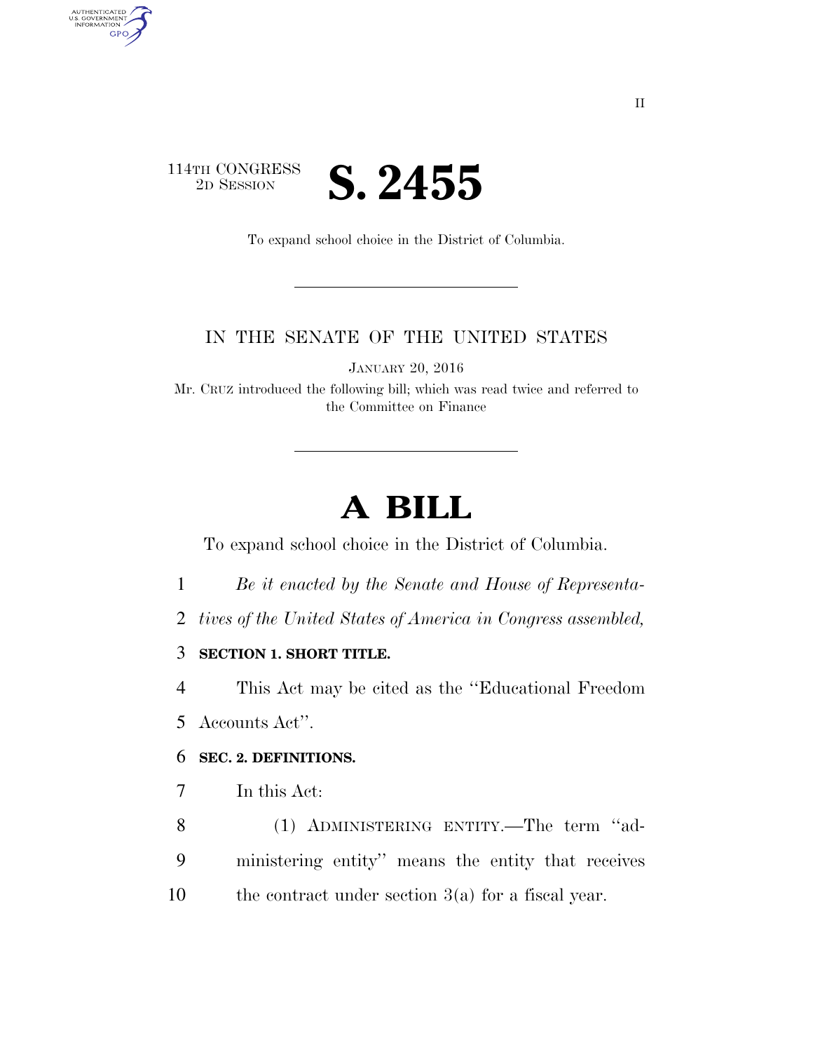114TH CONGRESS
2D SESSION

# S. 2455

To expand school choice in the District of Columbia.

IN THE SENATE OF THE UNITED STATES

JANUARY 20, 2016

Mr. CRUZ introduced the following bill; which was read twice and referred to the Committee on Finance

# A BILL

To expand school choice in the District of Columbia.

1 *Be it enacted by the Senate and House of Representa-*
2 *tives of the United States of America in Congress assembled,*

3 **SECTION 1. SHORT TITLE.**

4 This Act may be cited as the ''Educational Freedom
5 Accounts Act''.

6 **SEC. 2. DEFINITIONS.**

7 In this Act:

8 (1) ADMINISTERING ENTITY.—The term ''ad-
9 ministering entity'' means the entity that receives
10 the contract under section 3(a) for a fiscal year.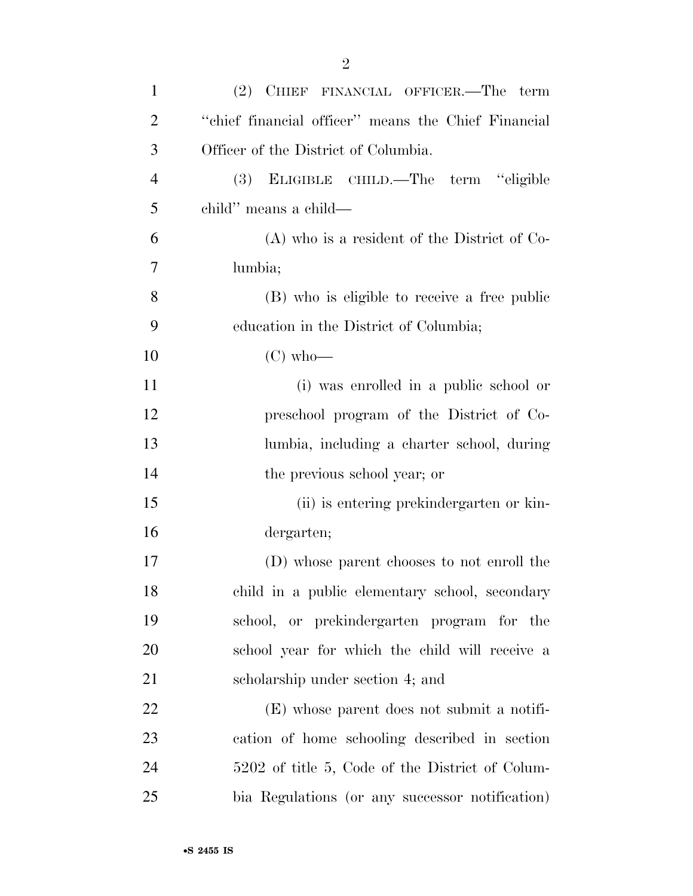(2) CHIEF FINANCIAL OFFICER.—The term ''chief financial officer'' means the Chief Financial Officer of the District of Columbia.

(3) ELIGIBLE CHILD.—The term ''eligible child'' means a child—

(A) who is a resident of the District of Columbia;

(B) who is eligible to receive a free public education in the District of Columbia;

(C) who—

(i) was enrolled in a public school or preschool program of the District of Columbia, including a charter school, during the previous school year; or

(ii) is entering prekindergarten or kindergarten;

(D) whose parent chooses to not enroll the child in a public elementary school, secondary school, or prekindergarten program for the school year for which the child will receive a scholarship under section 4; and

(E) whose parent does not submit a notification of home schooling described in section 5202 of title 5, Code of the District of Columbia Regulations (or any successor notification)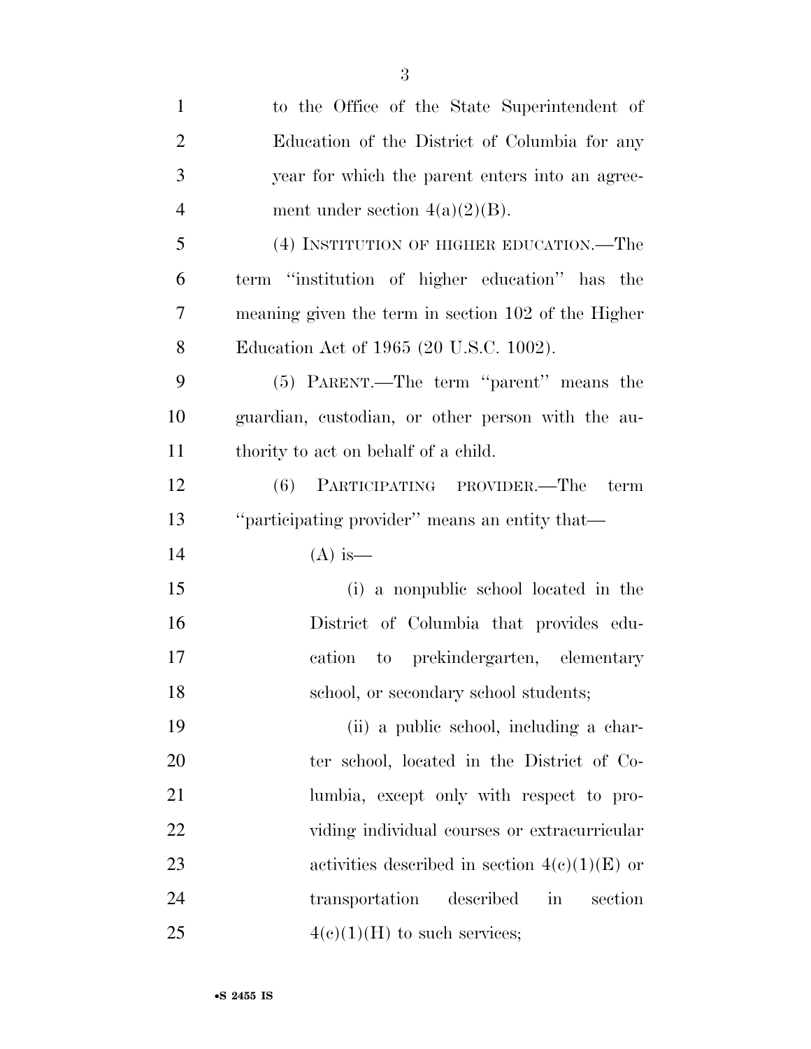to the Office of the State Superintendent of Education of the District of Columbia for any year for which the parent enters into an agreement under section 4(a)(2)(B).

(4) INSTITUTION OF HIGHER EDUCATION.—The term "institution of higher education" has the meaning given the term in section 102 of the Higher Education Act of 1965 (20 U.S.C. 1002).

(5) PARENT.—The term "parent" means the guardian, custodian, or other person with the authority to act on behalf of a child.

(6) PARTICIPATING PROVIDER.—The term "participating provider" means an entity that—

(A) is—

(i) a nonpublic school located in the District of Columbia that provides education to prekindergarten, elementary school, or secondary school students;

(ii) a public school, including a charter school, located in the District of Columbia, except only with respect to providing individual courses or extracurricular activities described in section 4(c)(1)(E) or transportation described in section 4(c)(1)(H) to such services;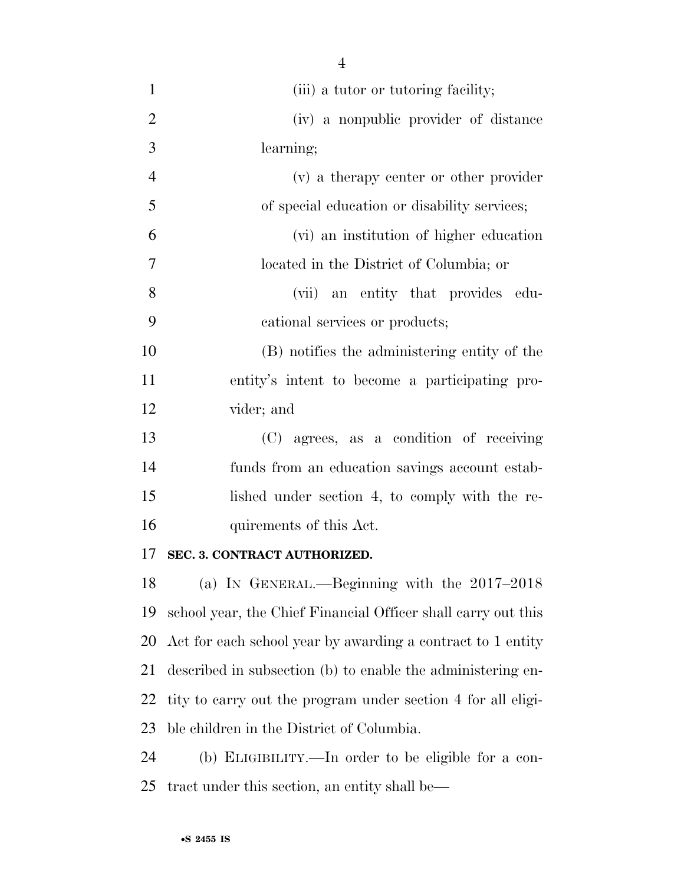(iii) a tutor or tutoring facility;

(iv) a nonpublic provider of distance learning;

(v) a therapy center or other provider of special education or disability services;

(vi) an institution of higher education located in the District of Columbia; or

(vii) an entity that provides educational services or products;

(B) notifies the administering entity of the entity's intent to become a participating provider; and

(C) agrees, as a condition of receiving funds from an education savings account established under section 4, to comply with the requirements of this Act.

**SEC. 3. CONTRACT AUTHORIZED.**

(a) IN GENERAL.—Beginning with the 2017–2018 school year, the Chief Financial Officer shall carry out this Act for each school year by awarding a contract to 1 entity described in subsection (b) to enable the administering entity to carry out the program under section 4 for all eligible children in the District of Columbia.

(b) ELIGIBILITY.—In order to be eligible for a contract under this section, an entity shall be—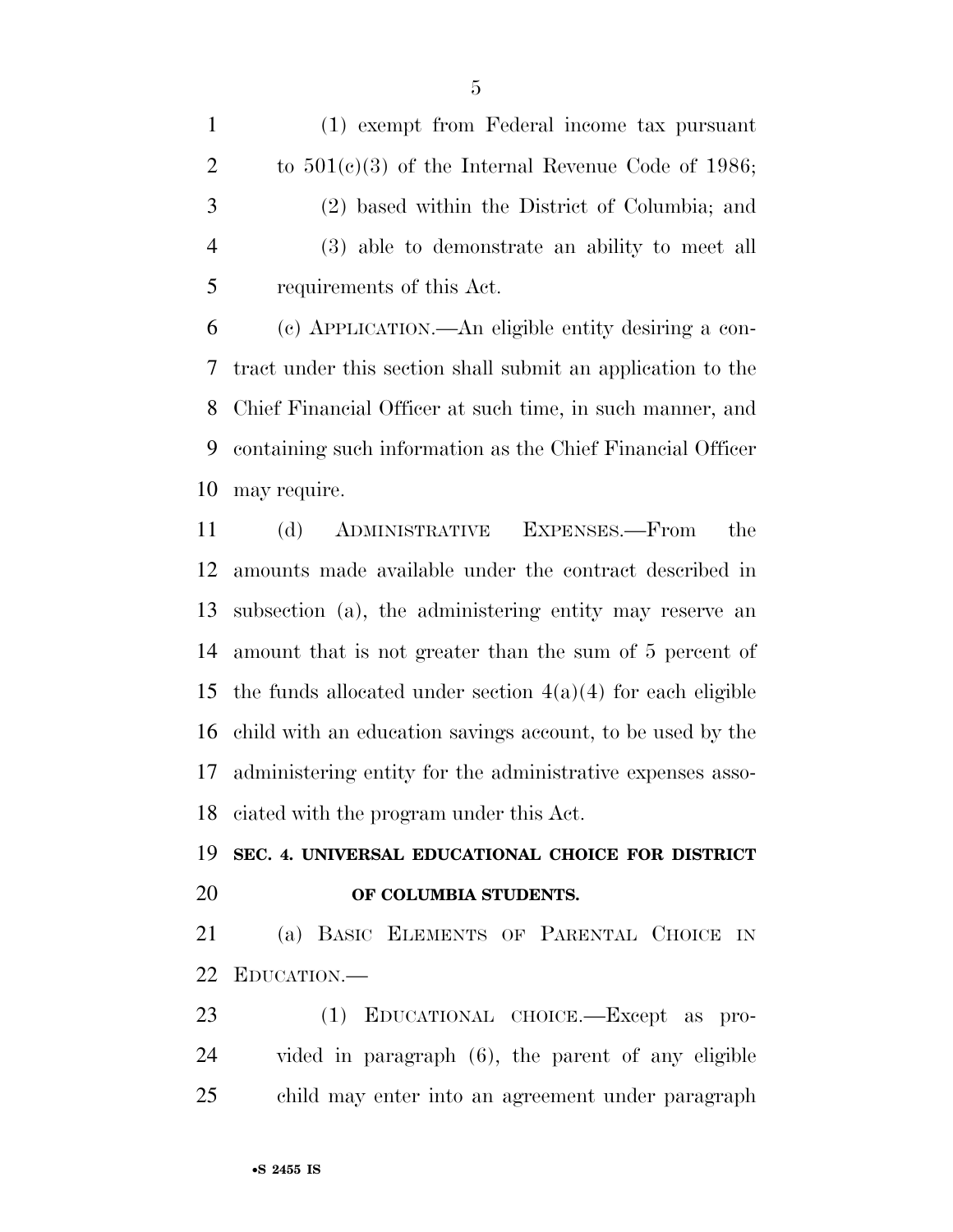(1) exempt from Federal income tax pursuant to 501(c)(3) of the Internal Revenue Code of 1986;

(2) based within the District of Columbia; and

(3) able to demonstrate an ability to meet all requirements of this Act.

(c) APPLICATION.—An eligible entity desiring a contract under this section shall submit an application to the Chief Financial Officer at such time, in such manner, and containing such information as the Chief Financial Officer may require.

(d) ADMINISTRATIVE EXPENSES.—From the amounts made available under the contract described in subsection (a), the administering entity may reserve an amount that is not greater than the sum of 5 percent of the funds allocated under section 4(a)(4) for each eligible child with an education savings account, to be used by the administering entity for the administrative expenses associated with the program under this Act.

**SEC. 4. UNIVERSAL EDUCATIONAL CHOICE FOR DISTRICT OF COLUMBIA STUDENTS.**

(a) BASIC ELEMENTS OF PARENTAL CHOICE IN EDUCATION.—

(1) EDUCATIONAL CHOICE.—Except as provided in paragraph (6), the parent of any eligible child may enter into an agreement under paragraph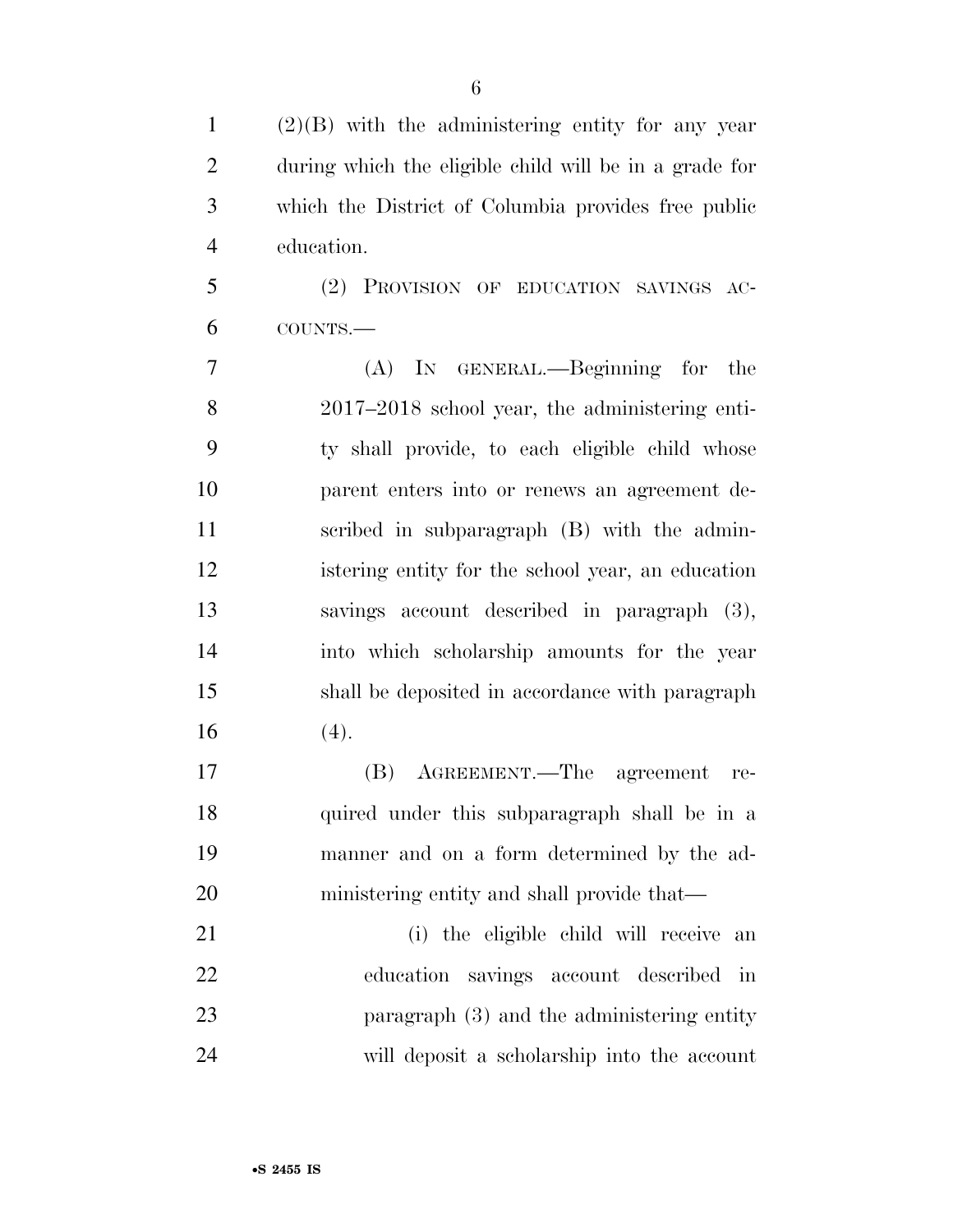(2)(B) with the administering entity for any year during which the eligible child will be in a grade for which the District of Columbia provides free public education.

(2) PROVISION OF EDUCATION SAVINGS ACCOUNTS.—

(A) IN GENERAL.—Beginning for the 2017–2018 school year, the administering entity shall provide, to each eligible child whose parent enters into or renews an agreement described in subparagraph (B) with the administering entity for the school year, an education savings account described in paragraph (3), into which scholarship amounts for the year shall be deposited in accordance with paragraph (4).

(B) AGREEMENT.—The agreement required under this subparagraph shall be in a manner and on a form determined by the administering entity and shall provide that—

(i) the eligible child will receive an education savings account described in paragraph (3) and the administering entity will deposit a scholarship into the account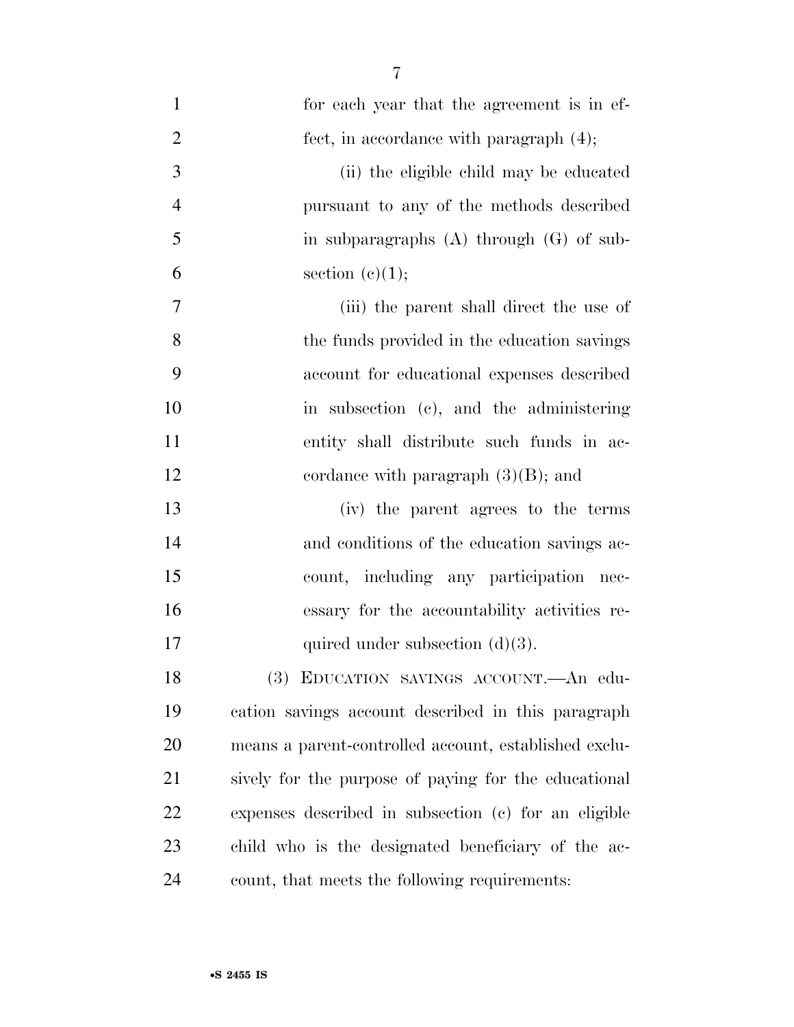for each year that the agreement is in effect, in accordance with paragraph (4);

(ii) the eligible child may be educated pursuant to any of the methods described in subparagraphs (A) through (G) of subsection (c)(1);

(iii) the parent shall direct the use of the funds provided in the education savings account for educational expenses described in subsection (c), and the administering entity shall distribute such funds in accordance with paragraph (3)(B); and

(iv) the parent agrees to the terms and conditions of the education savings account, including any participation necessary for the accountability activities required under subsection (d)(3).

(3) EDUCATION SAVINGS ACCOUNT.—An education savings account described in this paragraph means a parent-controlled account, established exclusively for the purpose of paying for the educational expenses described in subsection (c) for an eligible child who is the designated beneficiary of the account, that meets the following requirements: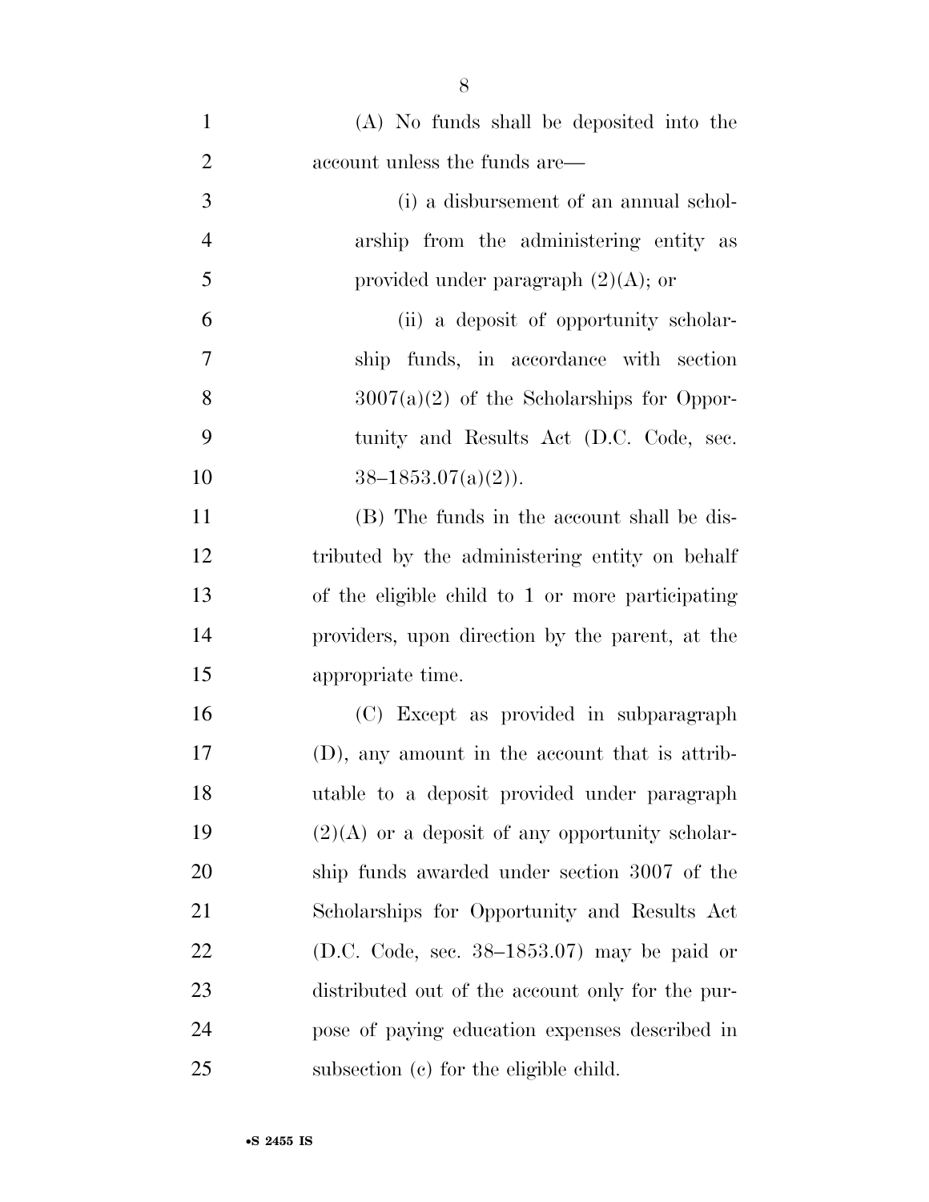(A) No funds shall be deposited into the account unless the funds are—

(i) a disbursement of an annual scholarship from the administering entity as provided under paragraph (2)(A); or

(ii) a deposit of opportunity scholarship funds, in accordance with section 3007(a)(2) of the Scholarships for Opportunity and Results Act (D.C. Code, sec. 38–1853.07(a)(2)).

(B) The funds in the account shall be distributed by the administering entity on behalf of the eligible child to 1 or more participating providers, upon direction by the parent, at the appropriate time.

(C) Except as provided in subparagraph (D), any amount in the account that is attributable to a deposit provided under paragraph (2)(A) or a deposit of any opportunity scholarship funds awarded under section 3007 of the Scholarships for Opportunity and Results Act (D.C. Code, sec. 38–1853.07) may be paid or distributed out of the account only for the purpose of paying education expenses described in subsection (c) for the eligible child.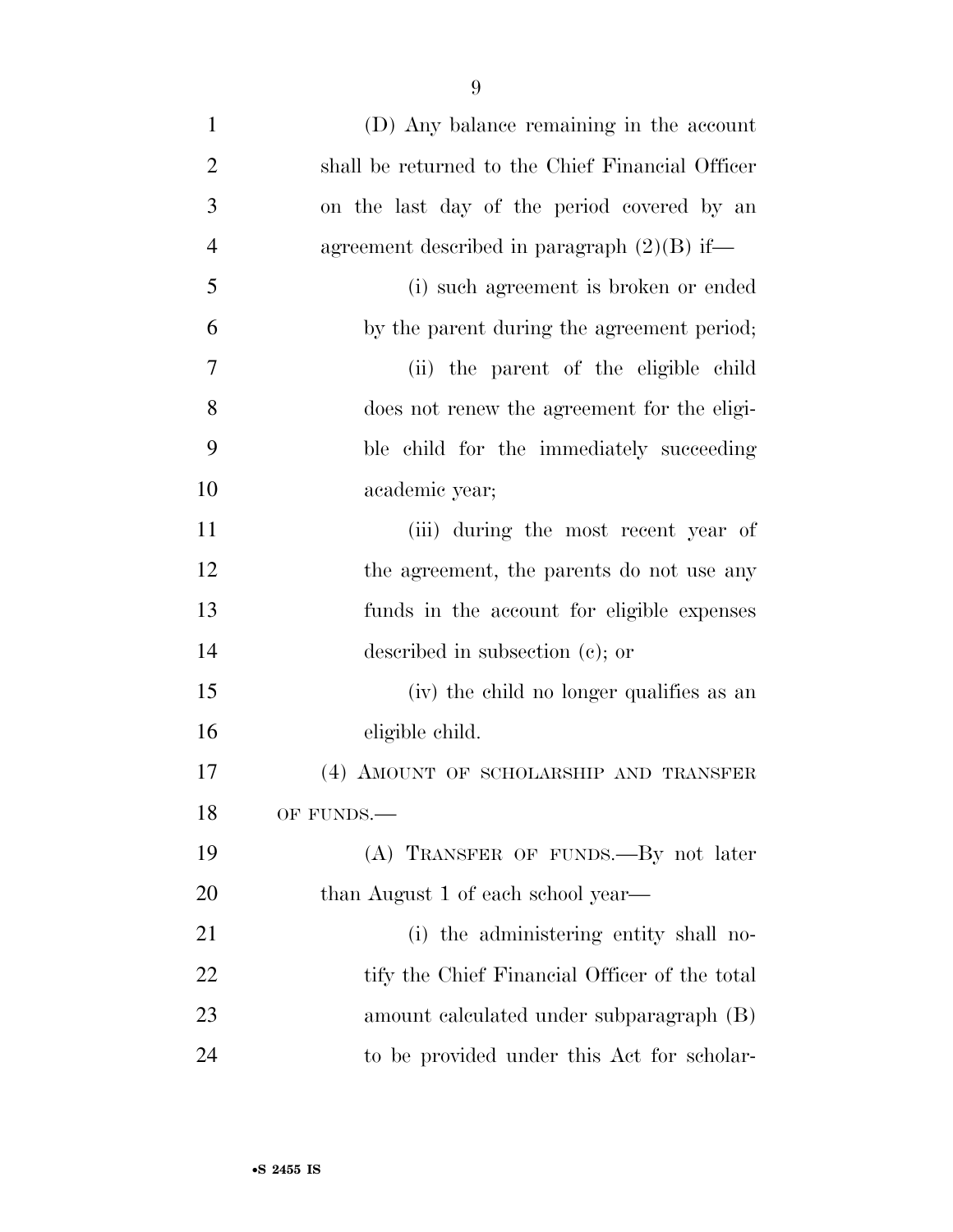(D) Any balance remaining in the account shall be returned to the Chief Financial Officer on the last day of the period covered by an agreement described in paragraph (2)(B) if—

(i) such agreement is broken or ended by the parent during the agreement period;

(ii) the parent of the eligible child does not renew the agreement for the eligible child for the immediately succeeding academic year;

(iii) during the most recent year of the agreement, the parents do not use any funds in the account for eligible expenses described in subsection (c); or

(iv) the child no longer qualifies as an eligible child.

(4) AMOUNT OF SCHOLARSHIP AND TRANSFER OF FUNDS.—

(A) TRANSFER OF FUNDS.—By not later than August 1 of each school year—

(i) the administering entity shall notify the Chief Financial Officer of the total amount calculated under subparagraph (B) to be provided under this Act for scholar-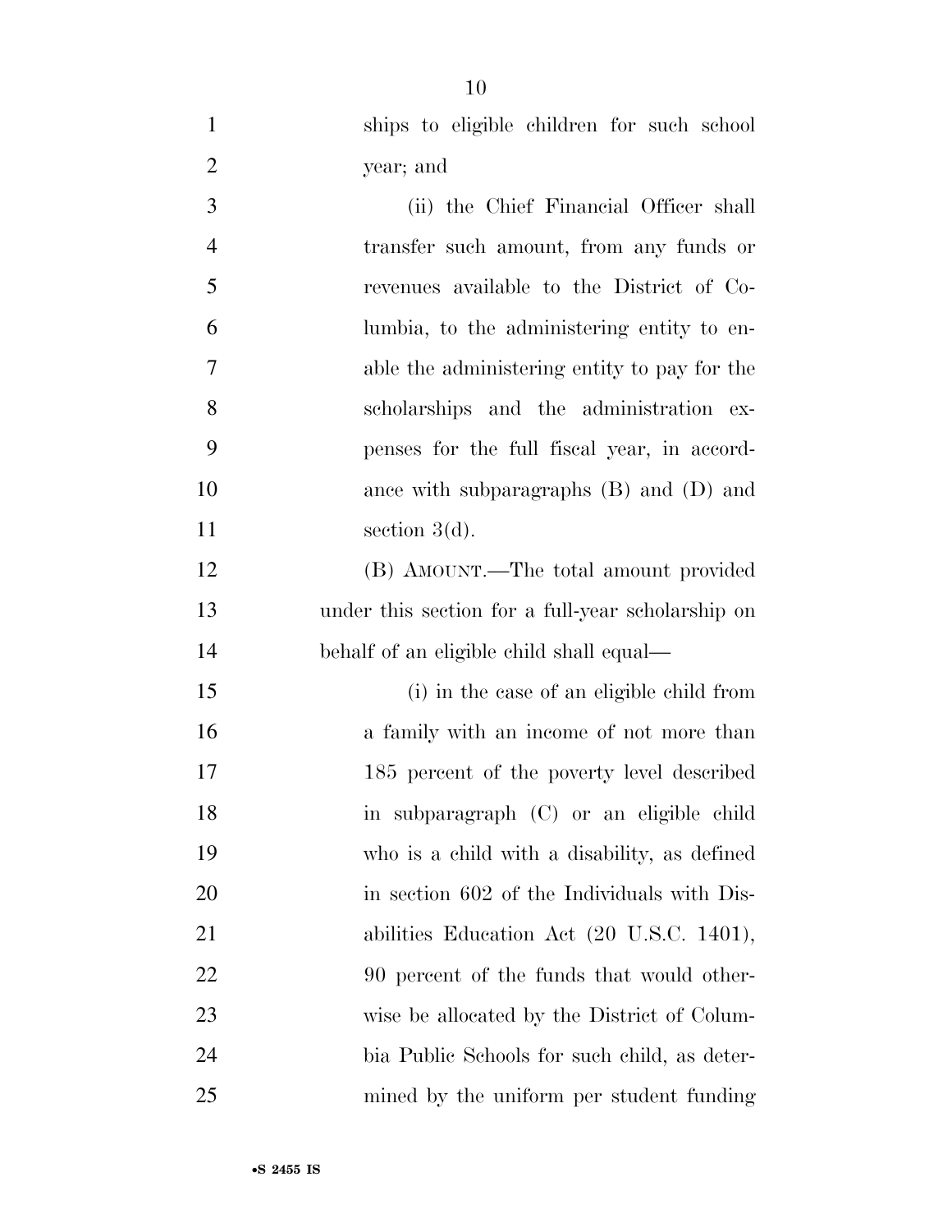ships to eligible children for such school year; and

(ii) the Chief Financial Officer shall transfer such amount, from any funds or revenues available to the District of Columbia, to the administering entity to enable the administering entity to pay for the scholarships and the administration expenses for the full fiscal year, in accordance with subparagraphs (B) and (D) and section 3(d).

(B) AMOUNT.—The total amount provided under this section for a full-year scholarship on behalf of an eligible child shall equal—

(i) in the case of an eligible child from a family with an income of not more than 185 percent of the poverty level described in subparagraph (C) or an eligible child who is a child with a disability, as defined in section 602 of the Individuals with Disabilities Education Act (20 U.S.C. 1401), 90 percent of the funds that would otherwise be allocated by the District of Columbia Public Schools for such child, as determined by the uniform per student funding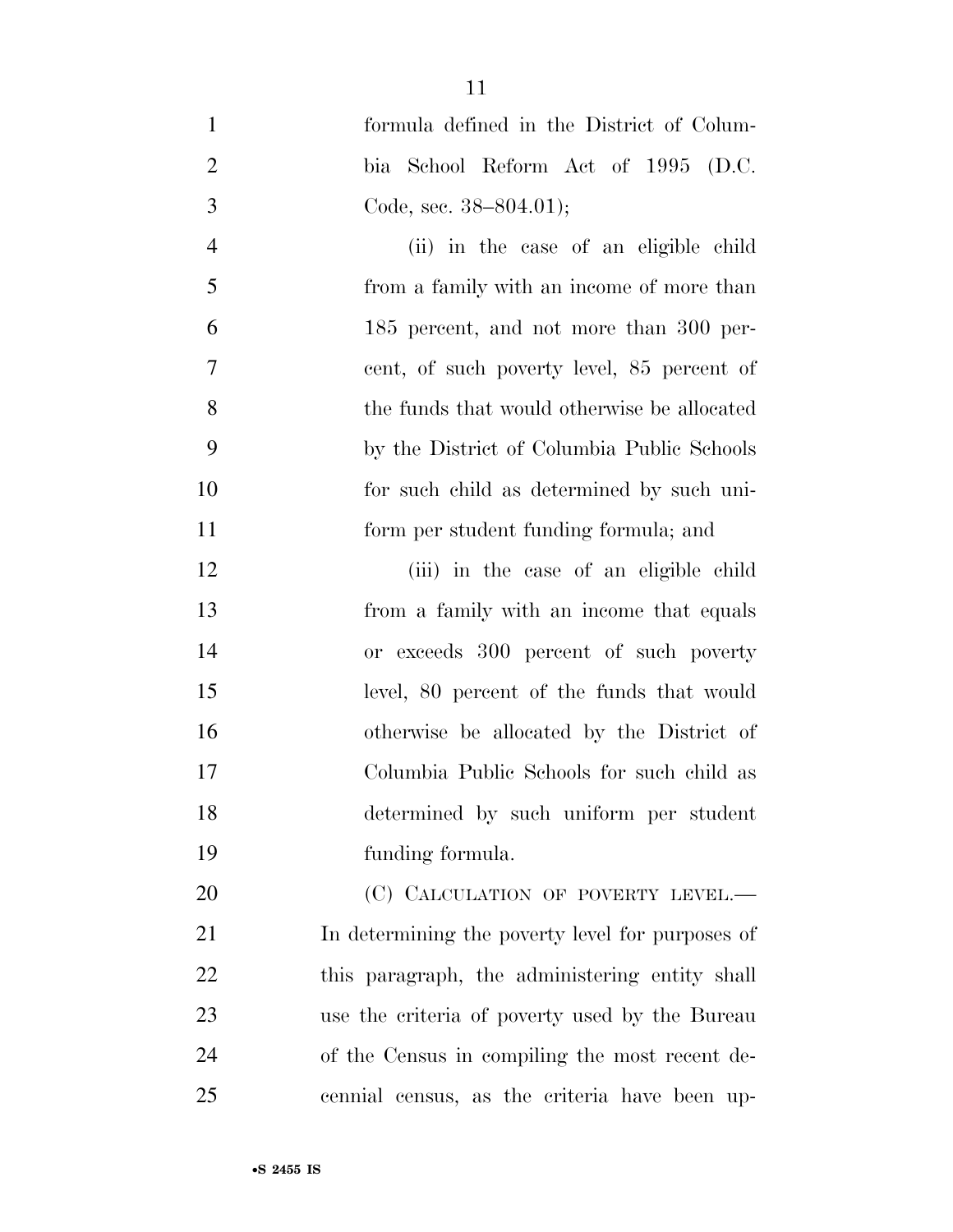formula defined in the District of Columbia School Reform Act of 1995 (D.C. Code, sec. 38–804.01);

(ii) in the case of an eligible child from a family with an income of more than 185 percent, and not more than 300 percent, of such poverty level, 85 percent of the funds that would otherwise be allocated by the District of Columbia Public Schools for such child as determined by such uniform per student funding formula; and

(iii) in the case of an eligible child from a family with an income that equals or exceeds 300 percent of such poverty level, 80 percent of the funds that would otherwise be allocated by the District of Columbia Public Schools for such child as determined by such uniform per student funding formula.

(C) CALCULATION OF POVERTY LEVEL.—In determining the poverty level for purposes of this paragraph, the administering entity shall use the criteria of poverty used by the Bureau of the Census in compiling the most recent decennial census, as the criteria have been up-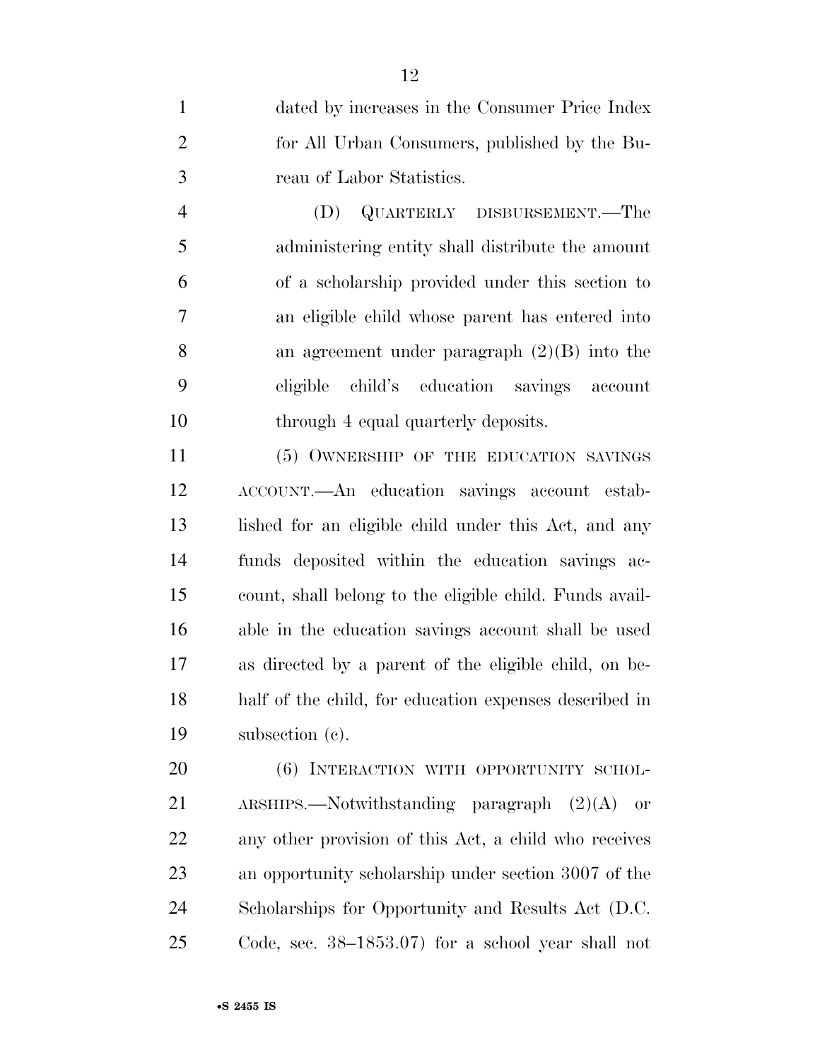dated by increases in the Consumer Price Index for All Urban Consumers, published by the Bureau of Labor Statistics.

(D) QUARTERLY DISBURSEMENT.—The administering entity shall distribute the amount of a scholarship provided under this section to an eligible child whose parent has entered into an agreement under paragraph (2)(B) into the eligible child's education savings account through 4 equal quarterly deposits.

(5) OWNERSHIP OF THE EDUCATION SAVINGS ACCOUNT.—An education savings account established for an eligible child under this Act, and any funds deposited within the education savings account, shall belong to the eligible child. Funds available in the education savings account shall be used as directed by a parent of the eligible child, on behalf of the child, for education expenses described in subsection (c).

(6) INTERACTION WITH OPPORTUNITY SCHOLARSHIPS.—Notwithstanding paragraph (2)(A) or any other provision of this Act, a child who receives an opportunity scholarship under section 3007 of the Scholarships for Opportunity and Results Act (D.C. Code, sec. 38–1853.07) for a school year shall not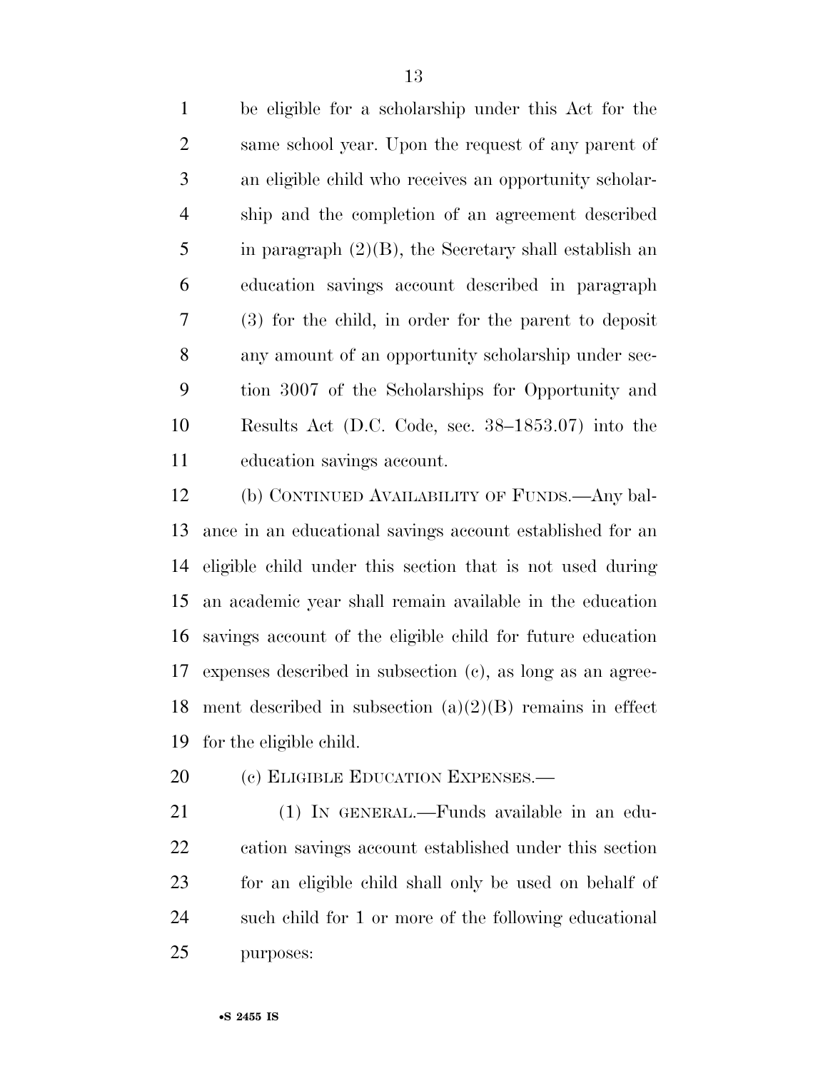be eligible for a scholarship under this Act for the same school year. Upon the request of any parent of an eligible child who receives an opportunity scholarship and the completion of an agreement described in paragraph (2)(B), the Secretary shall establish an education savings account described in paragraph (3) for the child, in order for the parent to deposit any amount of an opportunity scholarship under section 3007 of the Scholarships for Opportunity and Results Act (D.C. Code, sec. 38–1853.07) into the education savings account.

(b) CONTINUED AVAILABILITY OF FUNDS.—Any balance in an educational savings account established for an eligible child under this section that is not used during an academic year shall remain available in the education savings account of the eligible child for future education expenses described in subsection (c), as long as an agreement described in subsection (a)(2)(B) remains in effect for the eligible child.

(c) ELIGIBLE EDUCATION EXPENSES.—

(1) IN GENERAL.—Funds available in an education savings account established under this section for an eligible child shall only be used on behalf of such child for 1 or more of the following educational purposes: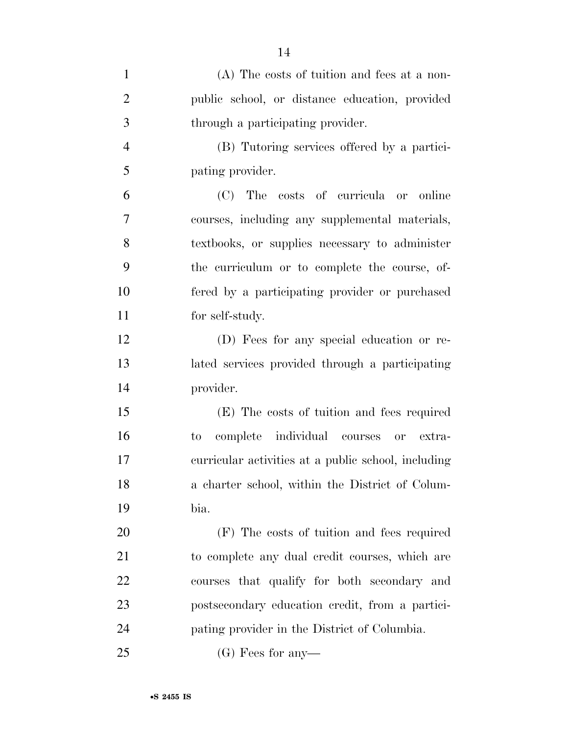(A) The costs of tuition and fees at a non-public school, or distance education, provided through a participating provider.

(B) Tutoring services offered by a participating provider.

(C) The costs of curricula or online courses, including any supplemental materials, textbooks, or supplies necessary to administer the curriculum or to complete the course, offered by a participating provider or purchased for self-study.

(D) Fees for any special education or related services provided through a participating provider.

(E) The costs of tuition and fees required to complete individual courses or extra-curricular activities at a public school, including a charter school, within the District of Columbia.

(F) The costs of tuition and fees required to complete any dual credit courses, which are courses that qualify for both secondary and postsecondary education credit, from a participating provider in the District of Columbia.

(G) Fees for any—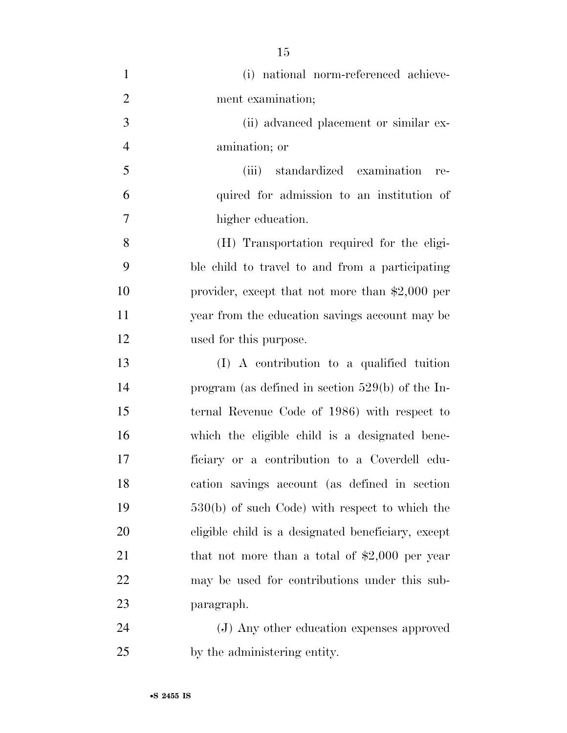(i) national norm-referenced achievement examination;

(ii) advanced placement or similar examination; or

(iii) standardized examination required for admission to an institution of higher education.

(H) Transportation required for the eligible child to travel to and from a participating provider, except that not more than $2,000 per year from the education savings account may be used for this purpose.

(I) A contribution to a qualified tuition program (as defined in section 529(b) of the Internal Revenue Code of 1986) with respect to which the eligible child is a designated beneficiary or a contribution to a Coverdell education savings account (as defined in section 530(b) of such Code) with respect to which the eligible child is a designated beneficiary, except that not more than a total of $2,000 per year may be used for contributions under this subparagraph.

(J) Any other education expenses approved by the administering entity.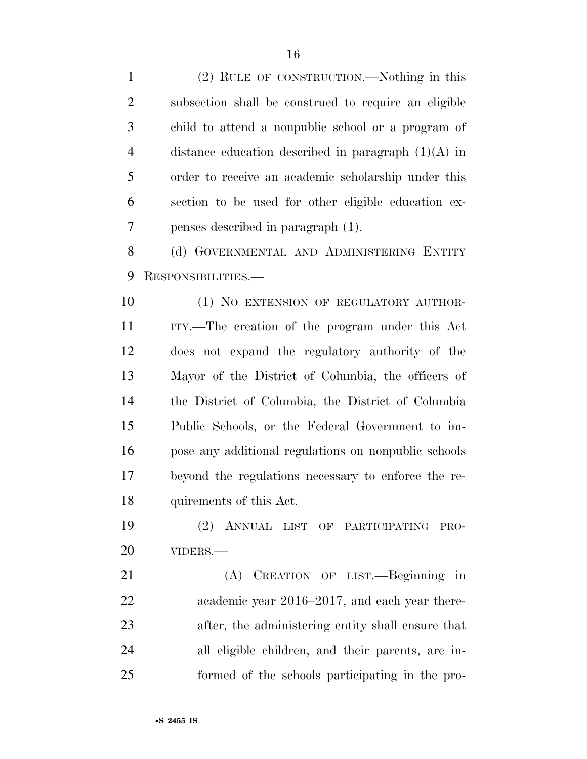(2) RULE OF CONSTRUCTION.—Nothing in this subsection shall be construed to require an eligible child to attend a nonpublic school or a program of distance education described in paragraph (1)(A) in order to receive an academic scholarship under this section to be used for other eligible education expenses described in paragraph (1).

(d) GOVERNMENTAL AND ADMINISTERING ENTITY RESPONSIBILITIES.—

(1) NO EXTENSION OF REGULATORY AUTHORITY.—The creation of the program under this Act does not expand the regulatory authority of the Mayor of the District of Columbia, the officers of the District of Columbia, the District of Columbia Public Schools, or the Federal Government to impose any additional regulations on nonpublic schools beyond the regulations necessary to enforce the requirements of this Act.

(2) ANNUAL LIST OF PARTICIPATING PROVIDERS.—

(A) CREATION OF LIST.—Beginning in academic year 2016–2017, and each year thereafter, the administering entity shall ensure that all eligible children, and their parents, are informed of the schools participating in the pro-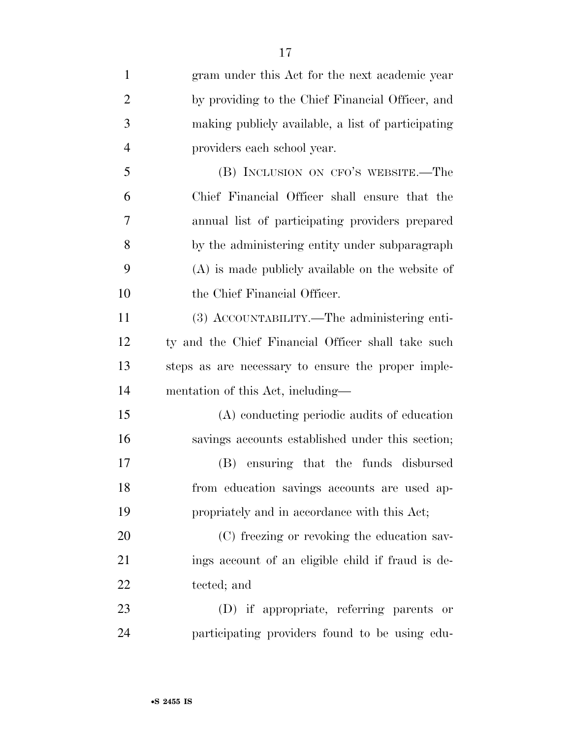gram under this Act for the next academic year by providing to the Chief Financial Officer, and making publicly available, a list of participating providers each school year.

(B) INCLUSION ON CFO'S WEBSITE.—The Chief Financial Officer shall ensure that the annual list of participating providers prepared by the administering entity under subparagraph (A) is made publicly available on the website of the Chief Financial Officer.

(3) ACCOUNTABILITY.—The administering entity and the Chief Financial Officer shall take such steps as are necessary to ensure the proper implementation of this Act, including—

(A) conducting periodic audits of education savings accounts established under this section;

(B) ensuring that the funds disbursed from education savings accounts are used appropriately and in accordance with this Act;

(C) freezing or revoking the education savings account of an eligible child if fraud is detected; and

(D) if appropriate, referring parents or participating providers found to be using edu-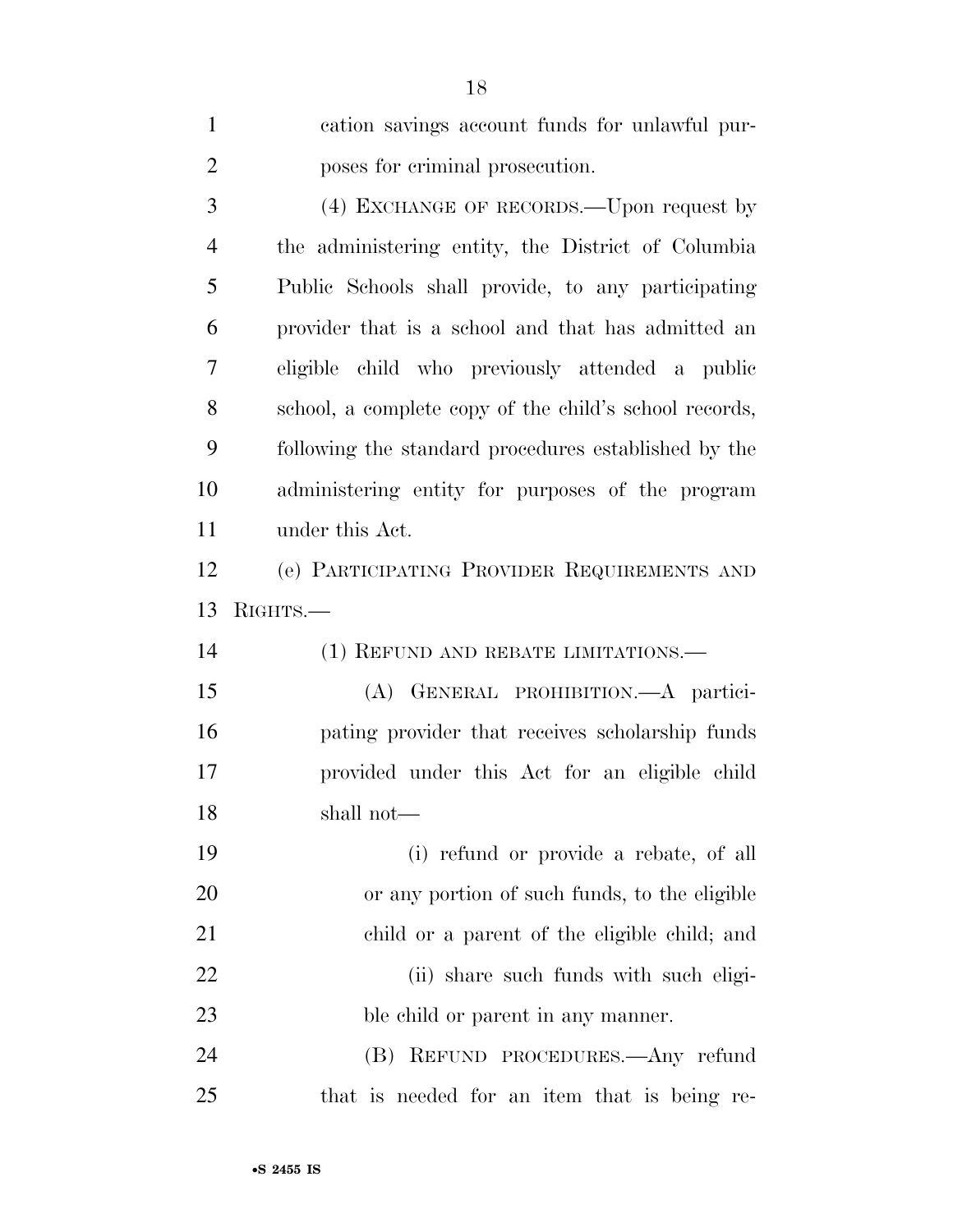cation savings account funds for unlawful purposes for criminal prosecution.

(4) EXCHANGE OF RECORDS.—Upon request by the administering entity, the District of Columbia Public Schools shall provide, to any participating provider that is a school and that has admitted an eligible child who previously attended a public school, a complete copy of the child's school records, following the standard procedures established by the administering entity for purposes of the program under this Act.

(e) PARTICIPATING PROVIDER REQUIREMENTS AND RIGHTS.—

(1) REFUND AND REBATE LIMITATIONS.—

(A) GENERAL PROHIBITION.—A participating provider that receives scholarship funds provided under this Act for an eligible child shall not—

(i) refund or provide a rebate, of all or any portion of such funds, to the eligible child or a parent of the eligible child; and

(ii) share such funds with such eligible child or parent in any manner.

(B) REFUND PROCEDURES.—Any refund that is needed for an item that is being re-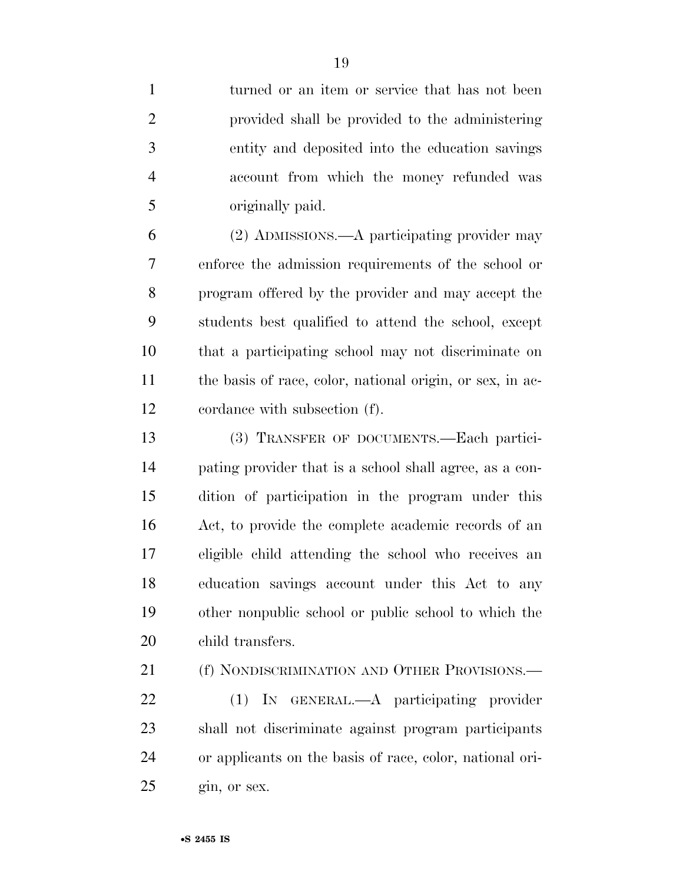turned or an item or service that has not been provided shall be provided to the administering entity and deposited into the education savings account from which the money refunded was originally paid.

(2) ADMISSIONS.—A participating provider may enforce the admission requirements of the school or program offered by the provider and may accept the students best qualified to attend the school, except that a participating school may not discriminate on the basis of race, color, national origin, or sex, in accordance with subsection (f).

(3) TRANSFER OF DOCUMENTS.—Each participating provider that is a school shall agree, as a condition of participation in the program under this Act, to provide the complete academic records of an eligible child attending the school who receives an education savings account under this Act to any other nonpublic school or public school to which the child transfers.

(f) NONDISCRIMINATION AND OTHER PROVISIONS.—

(1) IN GENERAL.—A participating provider shall not discriminate against program participants or applicants on the basis of race, color, national origin, or sex.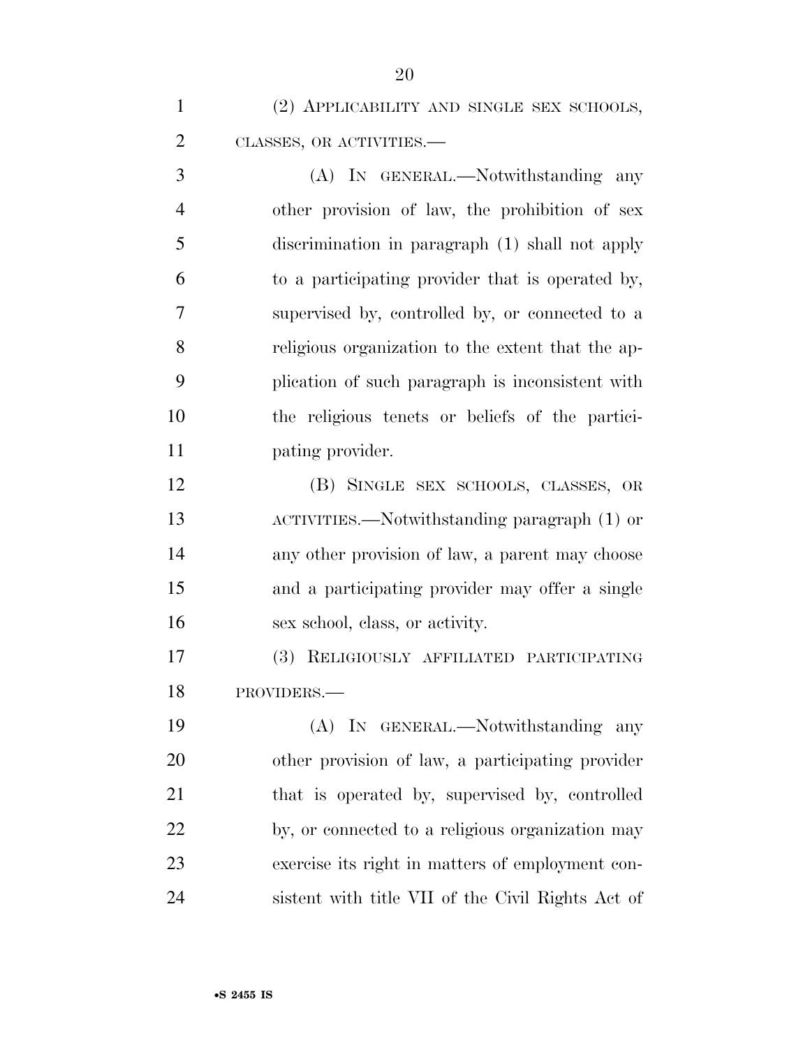(2) APPLICABILITY AND SINGLE SEX SCHOOLS, CLASSES, OR ACTIVITIES.—

(A) IN GENERAL.—Notwithstanding any other provision of law, the prohibition of sex discrimination in paragraph (1) shall not apply to a participating provider that is operated by, supervised by, controlled by, or connected to a religious organization to the extent that the application of such paragraph is inconsistent with the religious tenets or beliefs of the participating provider.

(B) SINGLE SEX SCHOOLS, CLASSES, OR ACTIVITIES.—Notwithstanding paragraph (1) or any other provision of law, a parent may choose and a participating provider may offer a single sex school, class, or activity.

(3) RELIGIOUSLY AFFILIATED PARTICIPATING PROVIDERS.—

(A) IN GENERAL.—Notwithstanding any other provision of law, a participating provider that is operated by, supervised by, controlled by, or connected to a religious organization may exercise its right in matters of employment consistent with title VII of the Civil Rights Act of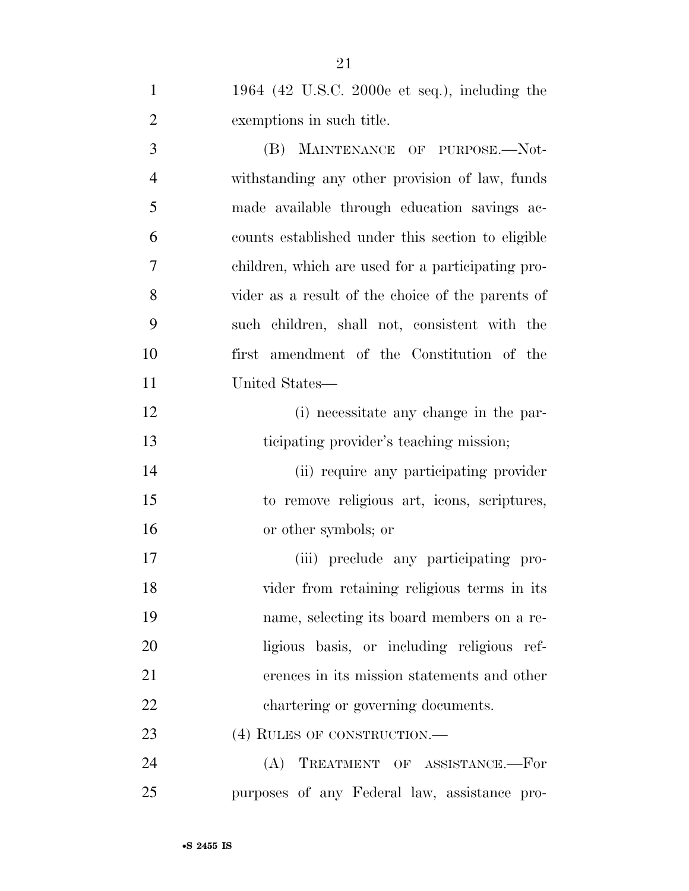1964 (42 U.S.C. 2000e et seq.), including the exemptions in such title.

(B) MAINTENANCE OF PURPOSE.—Notwithstanding any other provision of law, funds made available through education savings accounts established under this section to eligible children, which are used for a participating provider as a result of the choice of the parents of such children, shall not, consistent with the first amendment of the Constitution of the United States—

(i) necessitate any change in the participating provider's teaching mission;

(ii) require any participating provider to remove religious art, icons, scriptures, or other symbols; or

(iii) preclude any participating provider from retaining religious terms in its name, selecting its board members on a religious basis, or including religious references in its mission statements and other chartering or governing documents.

(4) RULES OF CONSTRUCTION.—

(A) TREATMENT OF ASSISTANCE.—For purposes of any Federal law, assistance pro-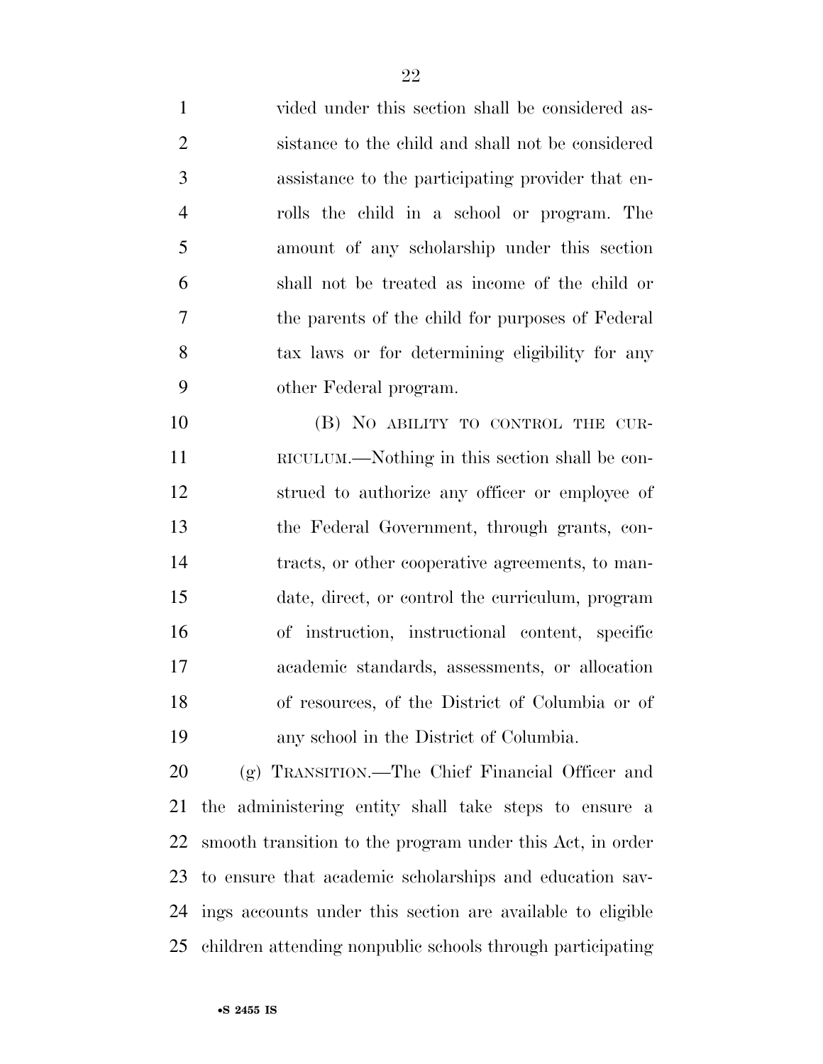vided under this section shall be considered assistance to the child and shall not be considered assistance to the participating provider that enrolls the child in a school or program. The amount of any scholarship under this section shall not be treated as income of the child or the parents of the child for purposes of Federal tax laws or for determining eligibility for any other Federal program.

(B) NO ABILITY TO CONTROL THE CURRICULUM.—Nothing in this section shall be construed to authorize any officer or employee of the Federal Government, through grants, contracts, or other cooperative agreements, to mandate, direct, or control the curriculum, program of instruction, instructional content, specific academic standards, assessments, or allocation of resources, of the District of Columbia or of any school in the District of Columbia.

(g) TRANSITION.—The Chief Financial Officer and the administering entity shall take steps to ensure a smooth transition to the program under this Act, in order to ensure that academic scholarships and education savings accounts under this section are available to eligible children attending nonpublic schools through participating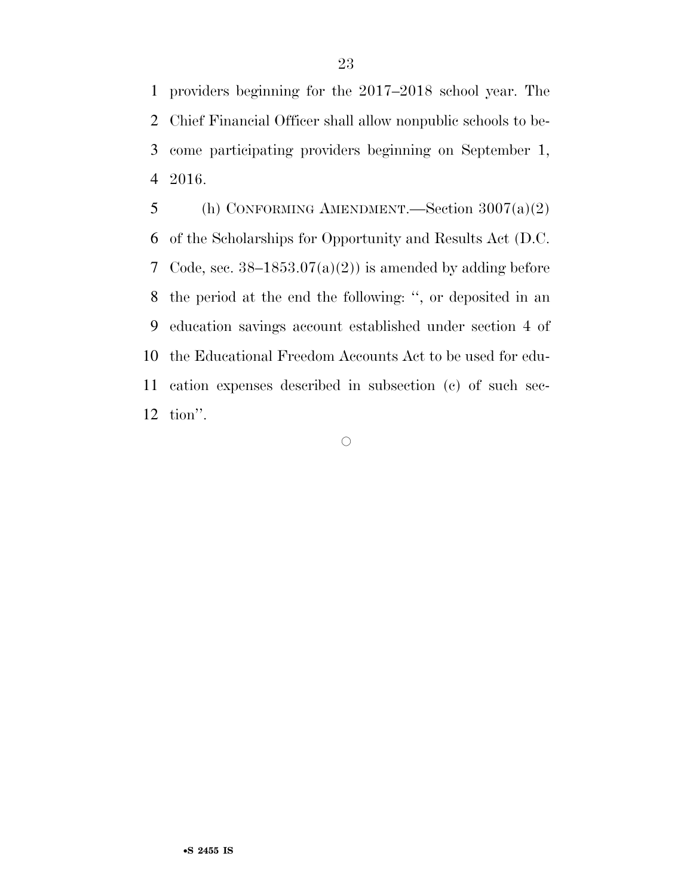providers beginning for the 2017–2018 school year. The Chief Financial Officer shall allow nonpublic schools to become participating providers beginning on September 1, 2016.

(h) CONFORMING AMENDMENT.—Section 3007(a)(2) of the Scholarships for Opportunity and Results Act (D.C. Code, sec. 38–1853.07(a)(2)) is amended by adding before the period at the end the following: '', or deposited in an education savings account established under section 4 of the Educational Freedom Accounts Act to be used for education expenses described in subsection (c) of such section''.